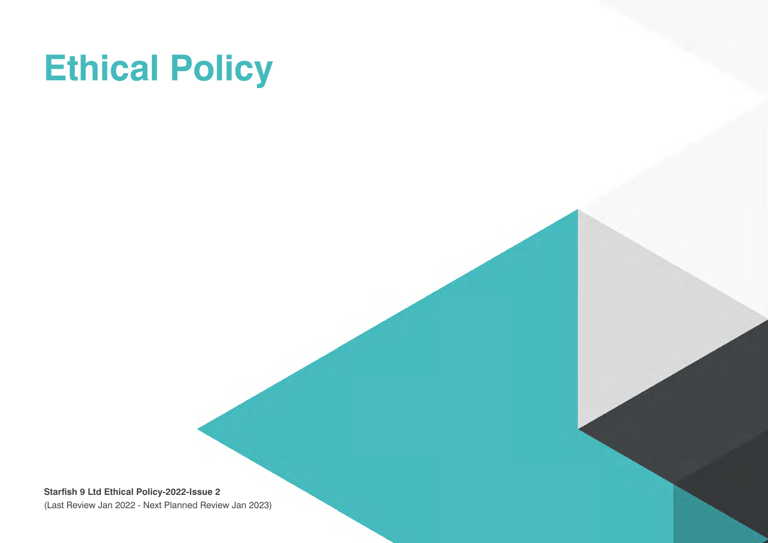# Ethical Policy

**Starfish 9 Ltd Ethical Policy-2022-Issue 2**

(Last Review Jan 2022 - Next Planned Review Jan 2023)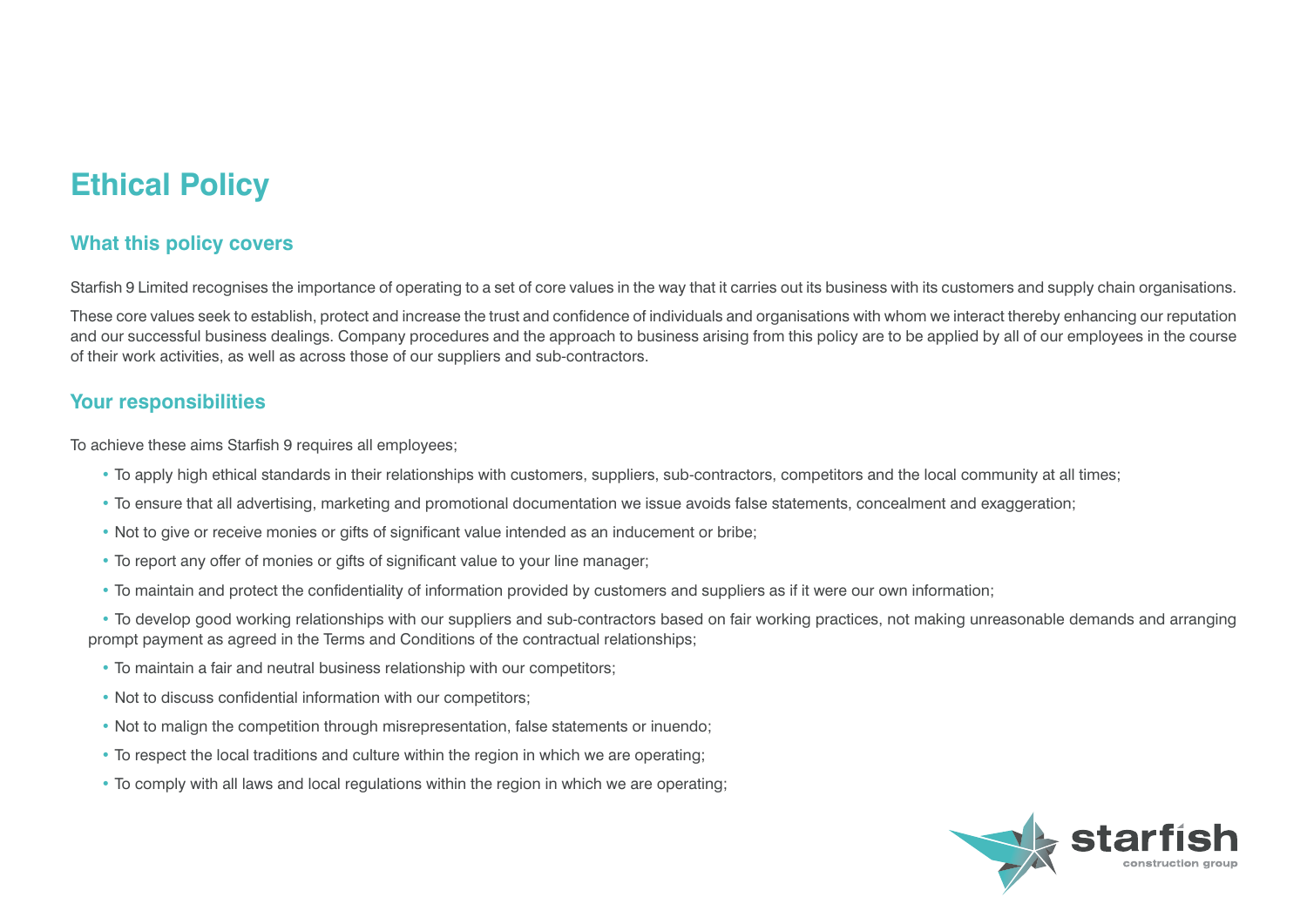# Ethical Policy

## What this policy covers

Starfish 9 Limited recognises the importance of operating to a set of core values in the way that it carries out its business with its customers and supply chain organisations.

These core values seek to establish, protect and increase the trust and confidence of individuals and organisations with whom we interact thereby enhancing our reputation and our successful business dealings. Company procedures and the approach to business arising from this policy are to be applied by all of our employees in the course of their work activities, as well as across those of our suppliers and sub-contractors.

## Your responsibilities

To achieve these aims Starfish 9 requires all employees;

- To apply high ethical standards in their relationships with customers, suppliers, sub-contractors, competitors and the local community at all times;
- To ensure that all advertising, marketing and promotional documentation we issue avoids false statements, concealment and exaggeration;
- Not to give or receive monies or gifts of significant value intended as an inducement or bribe;
- To report any offer of monies or gifts of significant value to your line manager;
- To maintain and protect the confidentiality of information provided by customers and suppliers as if it were our own information;
- To develop good working relationships with our suppliers and sub-contractors based on fair working practices, not making unreasonable demands and arranging prompt payment as agreed in the Terms and Conditions of the contractual relationships;
- To maintain a fair and neutral business relationship with our competitors;
- Not to discuss confidential information with our competitors;
- Not to malign the competition through misrepresentation, false statements or inuendo;
- To respect the local traditions and culture within the region in which we are operating;
- To comply with all laws and local regulations within the region in which we are operating;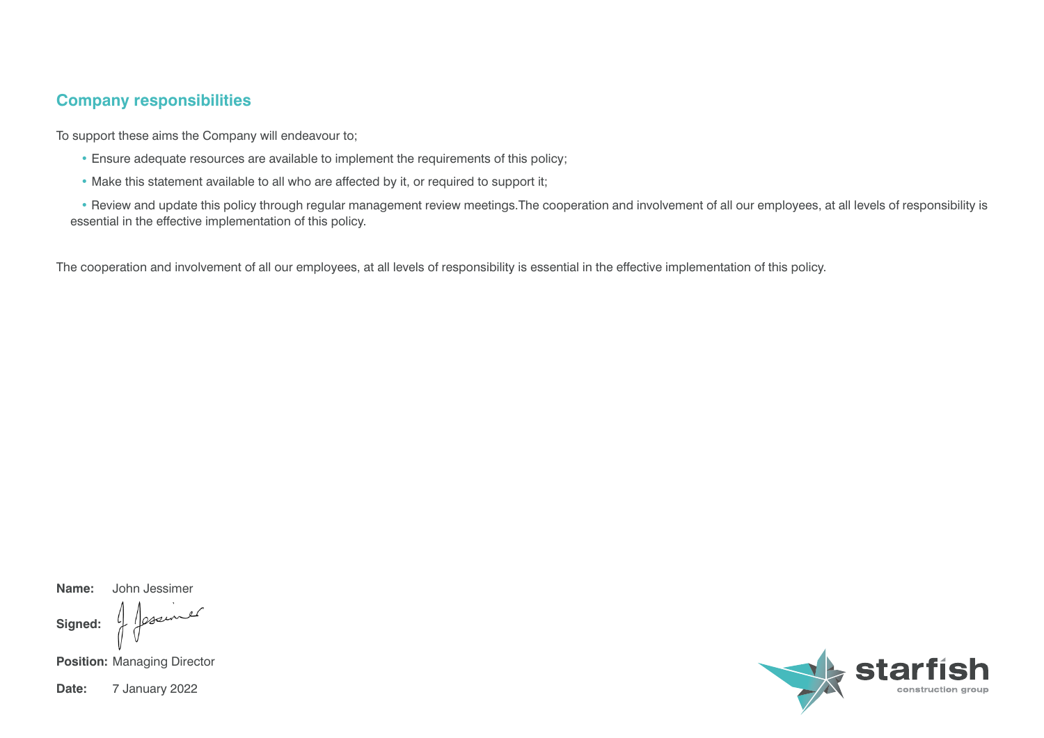## Company responsibilities

To support these aims the Company will endeavour to;

- Ensure adequate resources are available to implement the requirements of this policy;
- Make this statement available to all who are affected by it, or required to support it;
- Review and update this policy through regular management review meetings.The cooperation and involvement of all our employees, at all levels of responsibility is essential in the effective implementation of this policy.

The cooperation and involvement of all our employees, at all levels of responsibility is essential in the effective implementation of this policy.

**Name:** John Jessimer

**Signed:**

**Position:** Managing Director

**Date:** 7 January 2022

starfish construction group